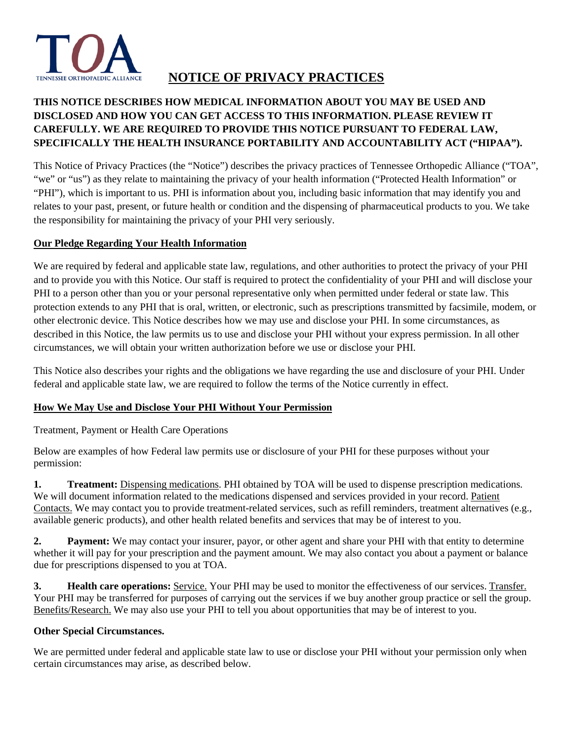TOA

TENNESSEE ORTHOPAEDIC ALLIANCE

# NOTICE OF PRIVACY PRACTICES

**THIS NOTICE DESCRIBES HOW MEDICAL INFORMATION ABOUT YOU MAY BE USED AND DISCLOSED AND HOW YOU CAN GET ACCESS TO THIS INFORMATION. PLEASE REVIEW IT CAREFULLY. WE ARE REQUIRED TO PROVIDE THIS NOTICE PURSUANT TO FEDERAL LAW, SPECIFICALLY THE HEALTH INSURANCE PORTABILITY AND ACCOUNTABILITY ACT ("HIPAA").**

This Notice of Privacy Practices (the "Notice") describes the privacy practices of Tennessee Orthopedic Alliance ("TOA", "we" or "us") as they relate to maintaining the privacy of your health information ("Protected Health Information" or "PHI"), which is important to us. PHI is information about you, including basic information that may identify you and relates to your past, present, or future health or condition and the dispensing of pharmaceutical products to you. We take the responsibility for maintaining the privacy of your PHI very seriously.

## Our Pledge Regarding Your Health Information

We are required by federal and applicable state law, regulations, and other authorities to protect the privacy of your PHI and to provide you with this Notice. Our staff is required to protect the confidentiality of your PHI and will disclose your PHI to a person other than you or your personal representative only when permitted under federal or state law. This protection extends to any PHI that is oral, written, or electronic, such as prescriptions transmitted by facsimile, modem, or other electronic device. This Notice describes how we may use and disclose your PHI. In some circumstances, as described in this Notice, the law permits us to use and disclose your PHI without your express permission. In all other circumstances, we will obtain your written authorization before we use or disclose your PHI.

This Notice also describes your rights and the obligations we have regarding the use and disclosure of your PHI. Under federal and applicable state law, we are required to follow the terms of the Notice currently in effect.

## How We May Use and Disclose Your PHI Without Your Permission

Treatment, Payment or Health Care Operations

Below are examples of how Federal law permits use or disclosure of your PHI for these purposes without your permission:

**1. Treatment:** Dispensing medications. PHI obtained by TOA will be used to dispense prescription medications. We will document information related to the medications dispensed and services provided in your record. Patient Contacts. We may contact you to provide treatment-related services, such as refill reminders, treatment alternatives (e.g., available generic products), and other health related benefits and services that may be of interest to you.

**2. Payment:** We may contact your insurer, payor, or other agent and share your PHI with that entity to determine whether it will pay for your prescription and the payment amount. We may also contact you about a payment or balance due for prescriptions dispensed to you at TOA.

**3. Health care operations:** Service. Your PHI may be used to monitor the effectiveness of our services. Transfer. Your PHI may be transferred for purposes of carrying out the services if we buy another group practice or sell the group. Benefits/Research. We may also use your PHI to tell you about opportunities that may be of interest to you.

**Other Special Circumstances.**

We are permitted under federal and applicable state law to use or disclose your PHI without your permission only when certain circumstances may arise, as described below.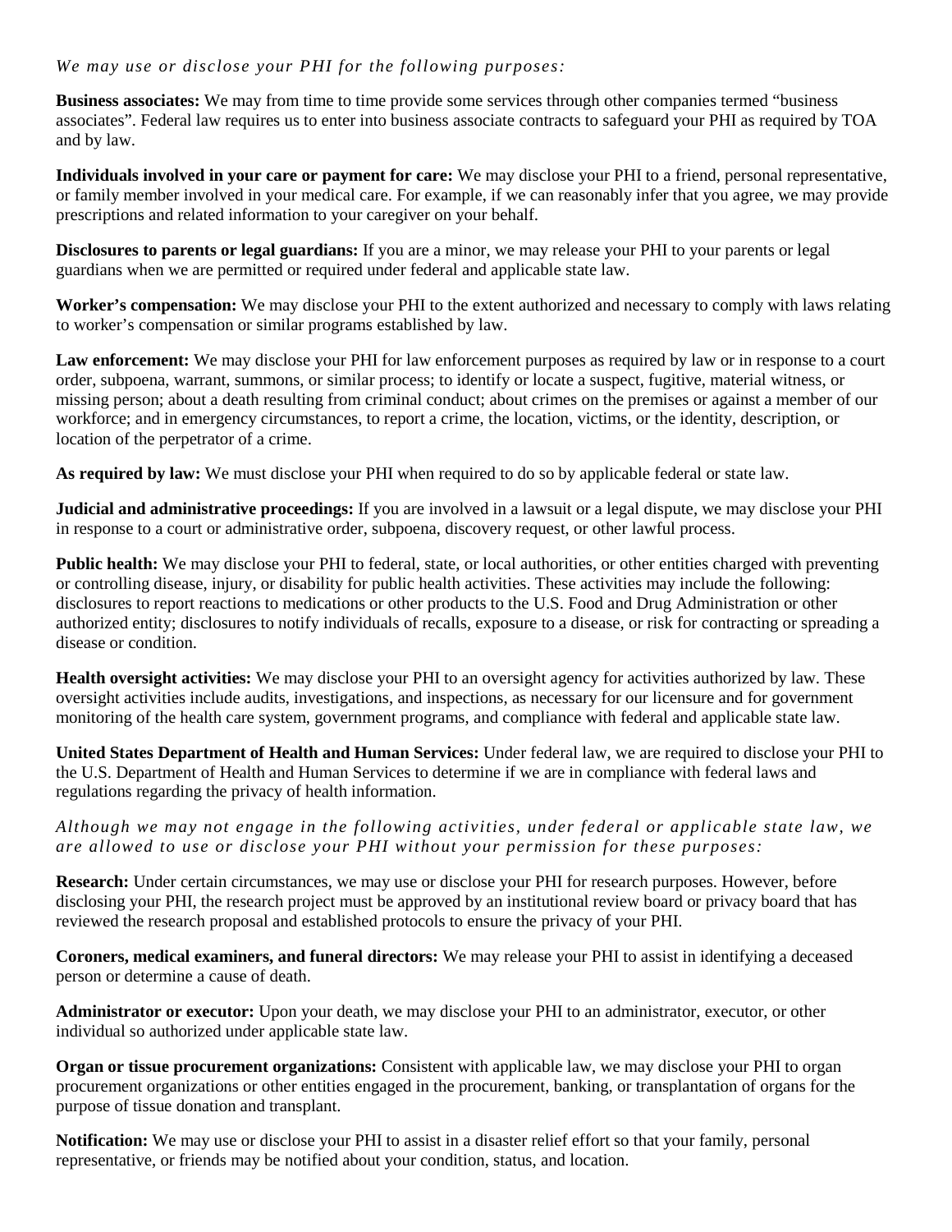*We may use or disclose your PHI for the following purposes:*

**Business associates:** We may from time to time provide some services through other companies termed "business associates". Federal law requires us to enter into business associate contracts to safeguard your PHI as required by TOA and by law.

**Individuals involved in your care or payment for care:** We may disclose your PHI to a friend, personal representative, or family member involved in your medical care. For example, if we can reasonably infer that you agree, we may provide prescriptions and related information to your caregiver on your behalf.

**Disclosures to parents or legal guardians:** If you are a minor, we may release your PHI to your parents or legal guardians when we are permitted or required under federal and applicable state law.

**Worker's compensation:** We may disclose your PHI to the extent authorized and necessary to comply with laws relating to worker's compensation or similar programs established by law.

**Law enforcement:** We may disclose your PHI for law enforcement purposes as required by law or in response to a court order, subpoena, warrant, summons, or similar process; to identify or locate a suspect, fugitive, material witness, or missing person; about a death resulting from criminal conduct; about crimes on the premises or against a member of our workforce; and in emergency circumstances, to report a crime, the location, victims, or the identity, description, or location of the perpetrator of a crime.

**As required by law:** We must disclose your PHI when required to do so by applicable federal or state law.

**Judicial and administrative proceedings:** If you are involved in a lawsuit or a legal dispute, we may disclose your PHI in response to a court or administrative order, subpoena, discovery request, or other lawful process.

**Public health:** We may disclose your PHI to federal, state, or local authorities, or other entities charged with preventing or controlling disease, injury, or disability for public health activities. These activities may include the following: disclosures to report reactions to medications or other products to the U.S. Food and Drug Administration or other authorized entity; disclosures to notify individuals of recalls, exposure to a disease, or risk for contracting or spreading a disease or condition.

**Health oversight activities:** We may disclose your PHI to an oversight agency for activities authorized by law. These oversight activities include audits, investigations, and inspections, as necessary for our licensure and for government monitoring of the health care system, government programs, and compliance with federal and applicable state law.

**United States Department of Health and Human Services:** Under federal law, we are required to disclose your PHI to the U.S. Department of Health and Human Services to determine if we are in compliance with federal laws and regulations regarding the privacy of health information.

*Although we may not engage in the following activities, under federal or applicable state law, we are allowed to use or disclose your PHI without your permission for these purposes:*

**Research:** Under certain circumstances, we may use or disclose your PHI for research purposes. However, before disclosing your PHI, the research project must be approved by an institutional review board or privacy board that has reviewed the research proposal and established protocols to ensure the privacy of your PHI.

**Coroners, medical examiners, and funeral directors:** We may release your PHI to assist in identifying a deceased person or determine a cause of death.

**Administrator or executor:** Upon your death, we may disclose your PHI to an administrator, executor, or other individual so authorized under applicable state law.

**Organ or tissue procurement organizations:** Consistent with applicable law, we may disclose your PHI to organ procurement organizations or other entities engaged in the procurement, banking, or transplantation of organs for the purpose of tissue donation and transplant.

**Notification:** We may use or disclose your PHI to assist in a disaster relief effort so that your family, personal representative, or friends may be notified about your condition, status, and location.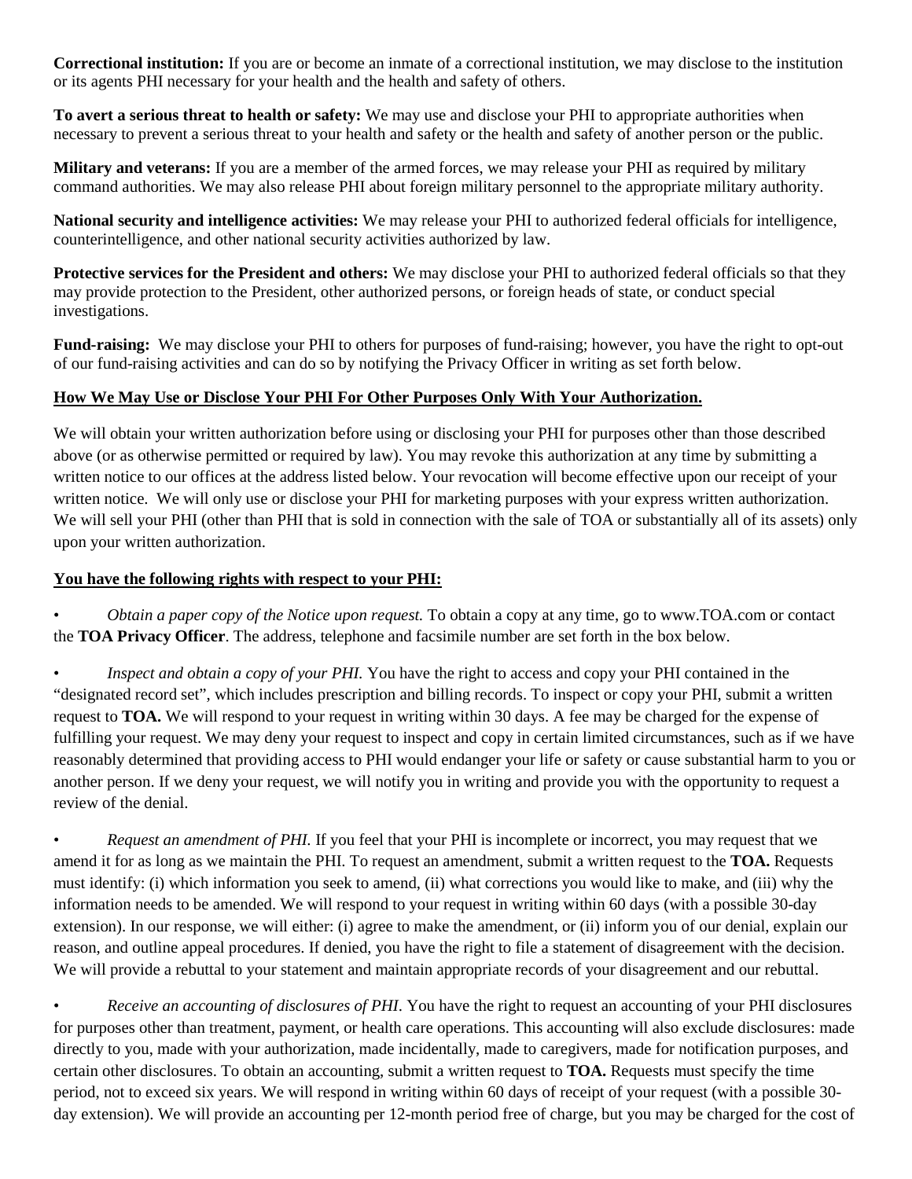**Correctional institution:** If you are or become an inmate of a correctional institution, we may disclose to the institution or its agents PHI necessary for your health and the health and safety of others.

**To avert a serious threat to health or safety:** We may use and disclose your PHI to appropriate authorities when necessary to prevent a serious threat to your health and safety or the health and safety of another person or the public.

**Military and veterans:** If you are a member of the armed forces, we may release your PHI as required by military command authorities. We may also release PHI about foreign military personnel to the appropriate military authority.

**National security and intelligence activities:** We may release your PHI to authorized federal officials for intelligence, counterintelligence, and other national security activities authorized by law.

**Protective services for the President and others:** We may disclose your PHI to authorized federal officials so that they may provide protection to the President, other authorized persons, or foreign heads of state, or conduct special investigations.

**Fund-raising:** We may disclose your PHI to others for purposes of fund-raising; however, you have the right to opt-out of our fund-raising activities and can do so by notifying the Privacy Officer in writing as set forth below.

**How We May Use or Disclose Your PHI For Other Purposes Only With Your Authorization.**

We will obtain your written authorization before using or disclosing your PHI for purposes other than those described above (or as otherwise permitted or required by law). You may revoke this authorization at any time by submitting a written notice to our offices at the address listed below. Your revocation will become effective upon our receipt of your written notice. We will only use or disclose your PHI for marketing purposes with your express written authorization. We will sell your PHI (other than PHI that is sold in connection with the sale of TOA or substantially all of its assets) only upon your written authorization.

**You have the following rights with respect to your PHI:**

- *Obtain a paper copy of the Notice upon request.* To obtain a copy at any time, go to www.TOA.com or contact the **TOA Privacy Officer**. The address, telephone and facsimile number are set forth in the box below.

- *Inspect and obtain a copy of your PHI.* You have the right to access and copy your PHI contained in the "designated record set", which includes prescription and billing records. To inspect or copy your PHI, submit a written request to **TOA.** We will respond to your request in writing within 30 days. A fee may be charged for the expense of fulfilling your request. We may deny your request to inspect and copy in certain limited circumstances, such as if we have reasonably determined that providing access to PHI would endanger your life or safety or cause substantial harm to you or another person. If we deny your request, we will notify you in writing and provide you with the opportunity to request a review of the denial.

- *Request an amendment of PHI.* If you feel that your PHI is incomplete or incorrect, you may request that we amend it for as long as we maintain the PHI. To request an amendment, submit a written request to the **TOA.** Requests must identify: (i) which information you seek to amend, (ii) what corrections you would like to make, and (iii) why the information needs to be amended. We will respond to your request in writing within 60 days (with a possible 30-day extension). In our response, we will either: (i) agree to make the amendment, or (ii) inform you of our denial, explain our reason, and outline appeal procedures. If denied, you have the right to file a statement of disagreement with the decision. We will provide a rebuttal to your statement and maintain appropriate records of your disagreement and our rebuttal.

- *Receive an accounting of disclosures of PHI.* You have the right to request an accounting of your PHI disclosures for purposes other than treatment, payment, or health care operations. This accounting will also exclude disclosures: made directly to you, made with your authorization, made incidentally, made to caregivers, made for notification purposes, and certain other disclosures. To obtain an accounting, submit a written request to **TOA.** Requests must specify the time period, not to exceed six years. We will respond in writing within 60 days of receipt of your request (with a possible 30-day extension). We will provide an accounting per 12-month period free of charge, but you may be charged for the cost of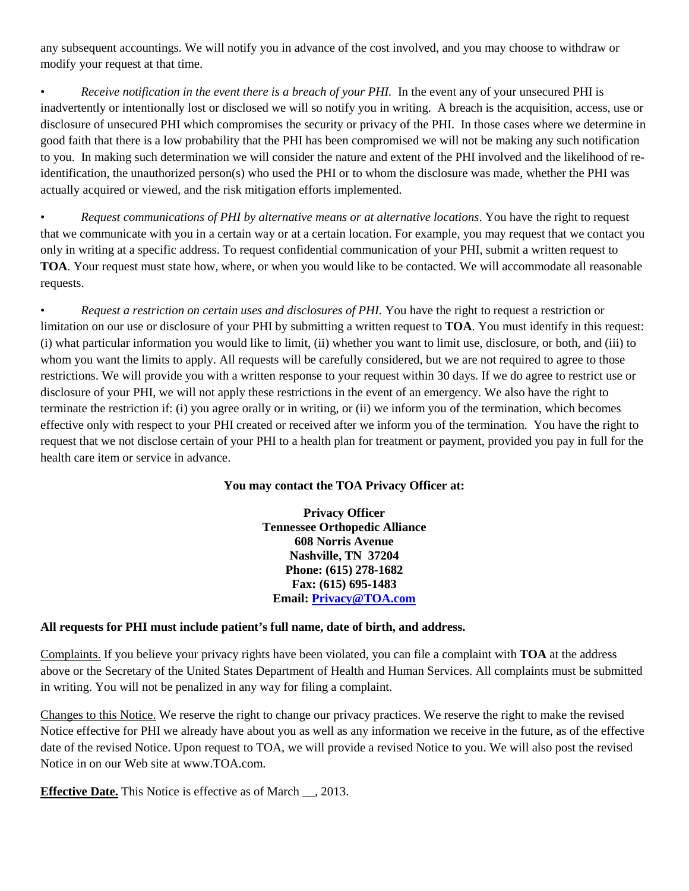any subsequent accountings. We will notify you in advance of the cost involved, and you may choose to withdraw or modify your request at that time.

- *Receive notification in the event there is a breach of your PHI.* In the event any of your unsecured PHI is inadvertently or intentionally lost or disclosed we will so notify you in writing. A breach is the acquisition, access, use or disclosure of unsecured PHI which compromises the security or privacy of the PHI. In those cases where we determine in good faith that there is a low probability that the PHI has been compromised we will not be making any such notification to you. In making such determination we will consider the nature and extent of the PHI involved and the likelihood of re-identification, the unauthorized person(s) who used the PHI or to whom the disclosure was made, whether the PHI was actually acquired or viewed, and the risk mitigation efforts implemented.

- *Request communications of PHI by alternative means or at alternative locations*. You have the right to request that we communicate with you in a certain way or at a certain location. For example, you may request that we contact you only in writing at a specific address. To request confidential communication of your PHI, submit a written request to **TOA**. Your request must state how, where, or when you would like to be contacted. We will accommodate all reasonable requests.

- *Request a restriction on certain uses and disclosures of PHI.* You have the right to request a restriction or limitation on our use or disclosure of your PHI by submitting a written request to **TOA**. You must identify in this request: (i) what particular information you would like to limit, (ii) whether you want to limit use, disclosure, or both, and (iii) to whom you want the limits to apply. All requests will be carefully considered, but we are not required to agree to those restrictions. We will provide you with a written response to your request within 30 days. If we do agree to restrict use or disclosure of your PHI, we will not apply these restrictions in the event of an emergency. We also have the right to terminate the restriction if: (i) you agree orally or in writing, or (ii) we inform you of the termination, which becomes effective only with respect to your PHI created or received after we inform you of the termination. You have the right to request that we not disclose certain of your PHI to a health plan for treatment or payment, provided you pay in full for the health care item or service in advance.

**You may contact the TOA Privacy Officer at:**

**Privacy Officer**
**Tennessee Orthopedic Alliance**
**608 Norris Avenue**
**Nashville, TN 37204**
**Phone: (615) 278-1682**
**Fax: (615) 695-1483**
**Email: Privacy@TOA.com**

**All requests for PHI must include patient's full name, date of birth, and address.**

Complaints. If you believe your privacy rights have been violated, you can file a complaint with **TOA** at the address above or the Secretary of the United States Department of Health and Human Services. All complaints must be submitted in writing. You will not be penalized in any way for filing a complaint.

Changes to this Notice. We reserve the right to change our privacy practices. We reserve the right to make the revised Notice effective for PHI we already have about you as well as any information we receive in the future, as of the effective date of the revised Notice. Upon request to TOA, we will provide a revised Notice to you. We will also post the revised Notice in on our Web site at www.TOA.com.

**Effective Date.** This Notice is effective as of March __, 2013.